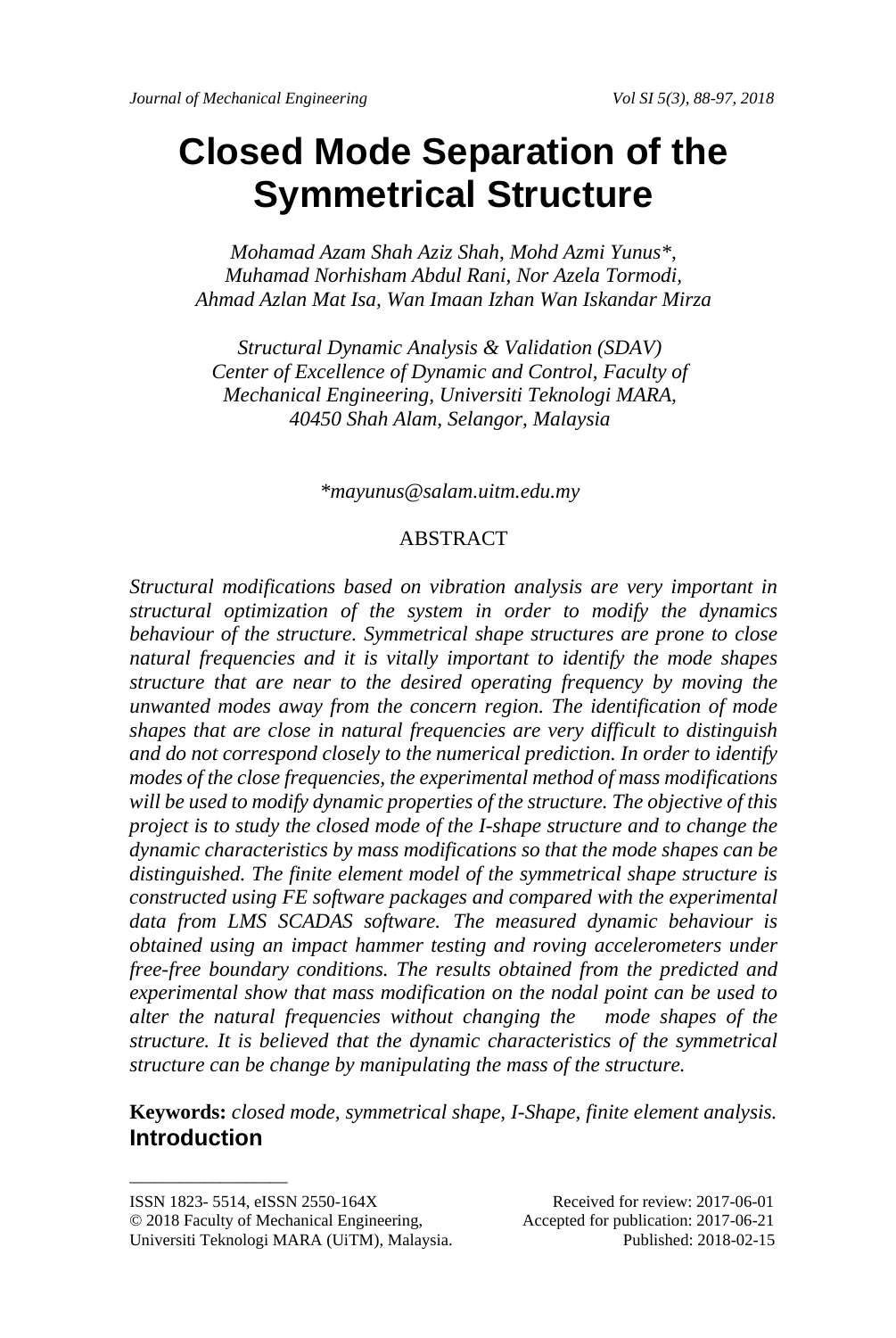# Closed Mode Separation of the Symmetrical Structure

*Mohamad Azam Shah Aziz Shah, Mohd Azmi Yunus\*,*
*Muhamad Norhisham Abdul Rani, Nor Azela Tormodi,*
*Ahmad Azlan Mat Isa, Wan Imaan Izhan Wan Iskandar Mirza*

*Structural Dynamic Analysis & Validation (SDAV)*
*Center of Excellence of Dynamic and Control, Faculty of Mechanical Engineering, Universiti Teknologi MARA,*
*40450 Shah Alam, Selangor, Malaysia*

*\*mayunus@salam.uitm.edu.my*

## ABSTRACT

*Structural modifications based on vibration analysis are very important in structural optimization of the system in order to modify the dynamics behaviour of the structure. Symmetrical shape structures are prone to close natural frequencies and it is vitally important to identify the mode shapes structure that are near to the desired operating frequency by moving the unwanted modes away from the concern region. The identification of mode shapes that are close in natural frequencies are very difficult to distinguish and do not correspond closely to the numerical prediction. In order to identify modes of the close frequencies, the experimental method of mass modifications will be used to modify dynamic properties of the structure. The objective of this project is to study the closed mode of the I-shape structure and to change the dynamic characteristics by mass modifications so that the mode shapes can be distinguished. The finite element model of the symmetrical shape structure is constructed using FE software packages and compared with the experimental data from LMS SCADAS software. The measured dynamic behaviour is obtained using an impact hammer testing and roving accelerometers under free-free boundary conditions. The results obtained from the predicted and experimental show that mass modification on the nodal point can be used to alter the natural frequencies without changing the mode shapes of the structure. It is believed that the dynamic characteristics of the symmetrical structure can be change by manipulating the mass of the structure.*

**Keywords:** *closed mode, symmetrical shape, I-Shape, finite element analysis.*

## Introduction

ISSN 1823- 5514, eISSN 2550-164X
© 2018 Faculty of Mechanical Engineering,
Universiti Teknologi MARA (UiTM), Malaysia.

Received for review: 2017-06-01
Accepted for publication: 2017-06-21
Published: 2018-02-15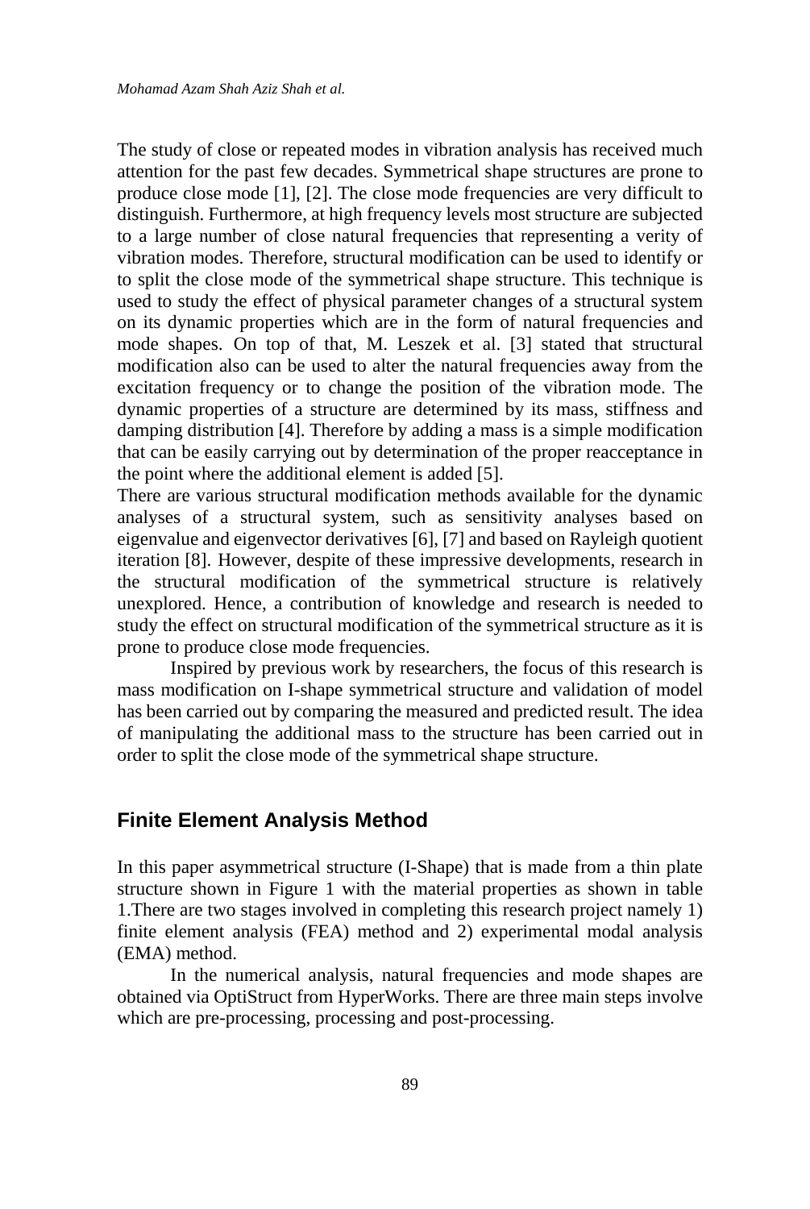The study of close or repeated modes in vibration analysis has received much attention for the past few decades. Symmetrical shape structures are prone to produce close mode [1], [2]. The close mode frequencies are very difficult to distinguish. Furthermore, at high frequency levels most structure are subjected to a large number of close natural frequencies that representing a verity of vibration modes. Therefore, structural modification can be used to identify or to split the close mode of the symmetrical shape structure. This technique is used to study the effect of physical parameter changes of a structural system on its dynamic properties which are in the form of natural frequencies and mode shapes. On top of that, M. Leszek et al. [3] stated that structural modification also can be used to alter the natural frequencies away from the excitation frequency or to change the position of the vibration mode. The dynamic properties of a structure are determined by its mass, stiffness and damping distribution [4]. Therefore by adding a mass is a simple modification that can be easily carrying out by determination of the proper reacceptance in the point where the additional element is added [5].

There are various structural modification methods available for the dynamic analyses of a structural system, such as sensitivity analyses based on eigenvalue and eigenvector derivatives [6], [7] and based on Rayleigh quotient iteration [8]. However, despite of these impressive developments, research in the structural modification of the symmetrical structure is relatively unexplored. Hence, a contribution of knowledge and research is needed to study the effect on structural modification of the symmetrical structure as it is prone to produce close mode frequencies.

Inspired by previous work by researchers, the focus of this research is mass modification on I-shape symmetrical structure and validation of model has been carried out by comparing the measured and predicted result. The idea of manipulating the additional mass to the structure has been carried out in order to split the close mode of the symmetrical shape structure.

## Finite Element Analysis Method

In this paper asymmetrical structure (I-Shape) that is made from a thin plate structure shown in Figure 1 with the material properties as shown in table 1.There are two stages involved in completing this research project namely 1) finite element analysis (FEA) method and 2) experimental modal analysis (EMA) method.

In the numerical analysis, natural frequencies and mode shapes are obtained via OptiStruct from HyperWorks. There are three main steps involve which are pre-processing, processing and post-processing.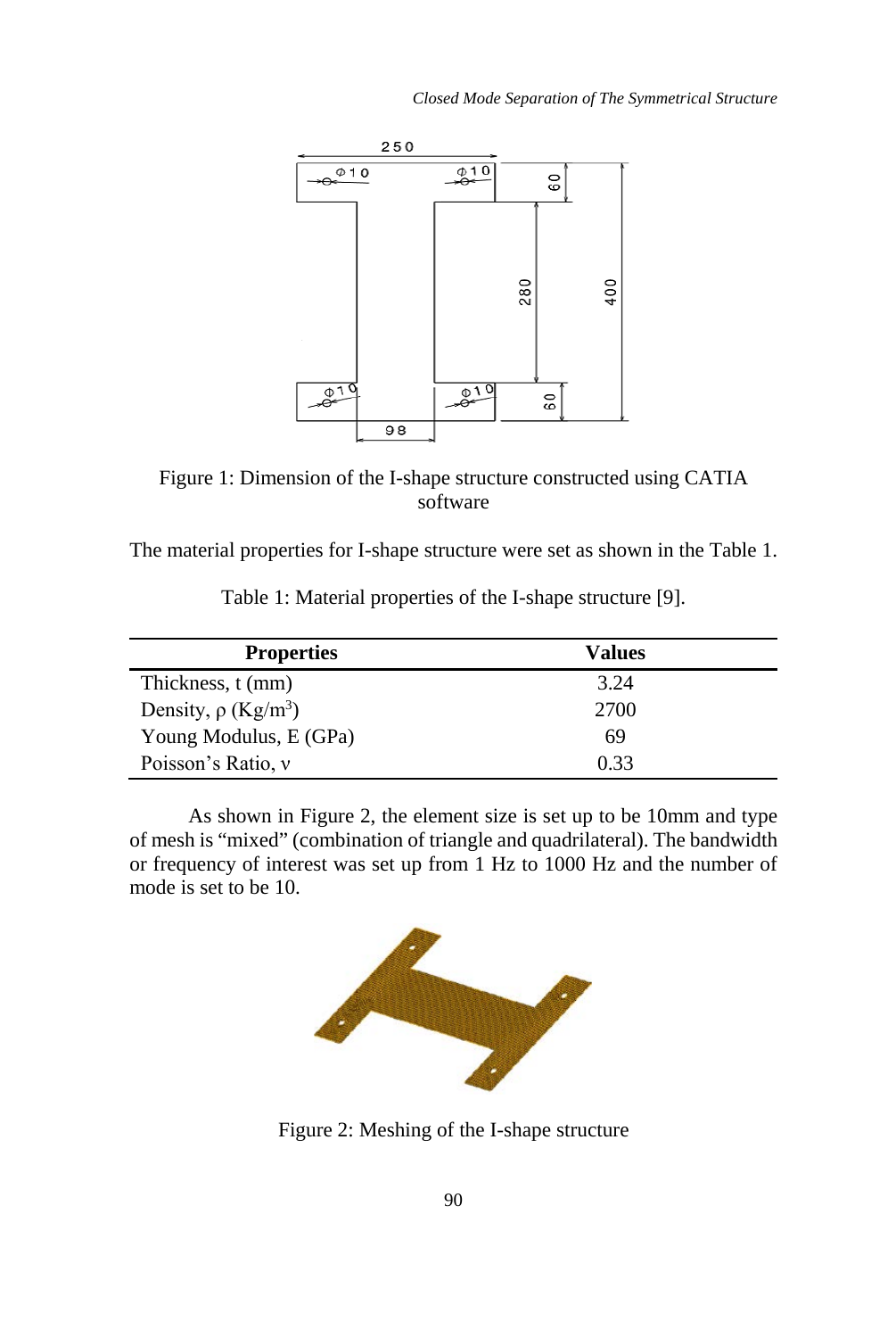Figure 1: Dimension of the I-shape structure constructed using CATIA software

The material properties for I-shape structure were set as shown in the Table 1.

Table 1: Material properties of the I-shape structure [9].

| Properties | Values |
|---|---|
| Thickness, t (mm) | 3.24 |
| Density, ρ ($Kg/m^3$) | 2700 |
| Young Modulus, E (GPa) | 69 |
| Poisson's Ratio, ν | 0.33 |

As shown in Figure 2, the element size is set up to be 10mm and type of mesh is "mixed" (combination of triangle and quadrilateral). The bandwidth or frequency of interest was set up from 1 Hz to 1000 Hz and the number of mode is set to be 10.

Figure 2: Meshing of the I-shape structure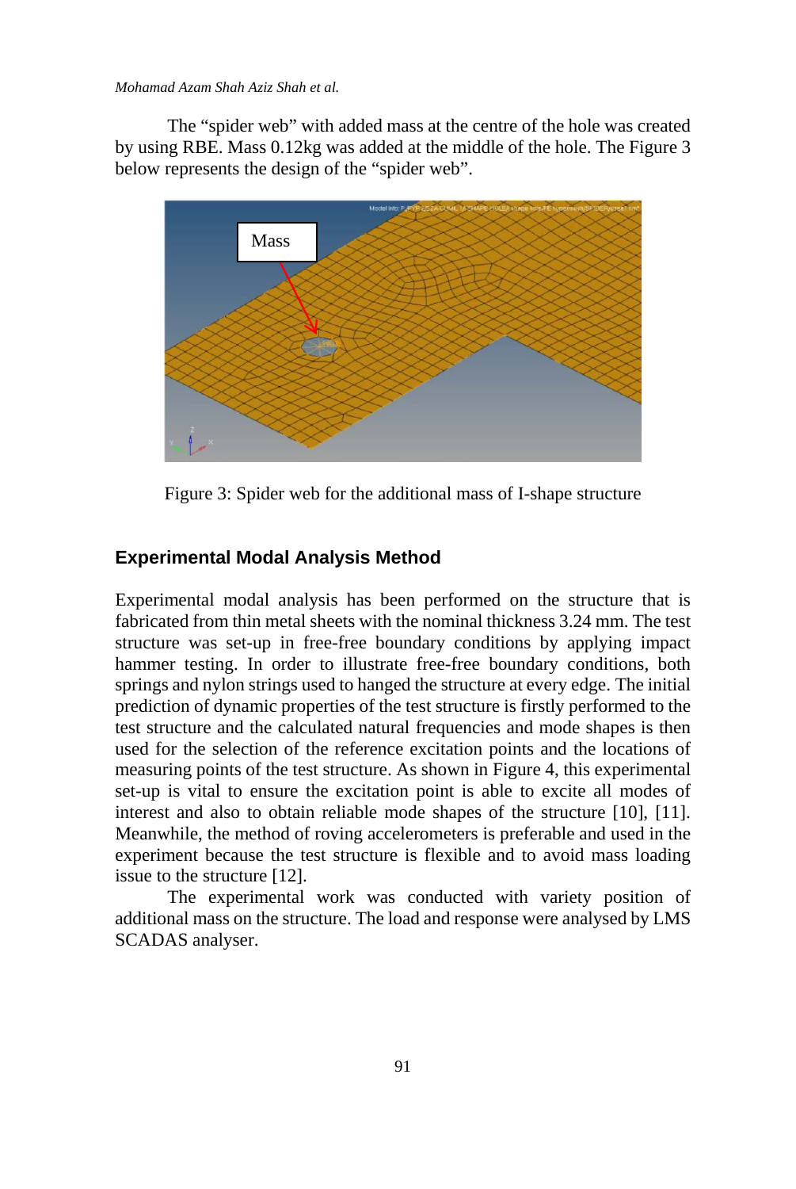The "spider web" with added mass at the centre of the hole was created by using RBE. Mass 0.12kg was added at the middle of the hole. The Figure 3 below represents the design of the "spider web".

Figure 3: Spider web for the additional mass of I-shape structure

## Experimental Modal Analysis Method

Experimental modal analysis has been performed on the structure that is fabricated from thin metal sheets with the nominal thickness 3.24 mm. The test structure was set-up in free-free boundary conditions by applying impact hammer testing. In order to illustrate free-free boundary conditions, both springs and nylon strings used to hanged the structure at every edge. The initial prediction of dynamic properties of the test structure is firstly performed to the test structure and the calculated natural frequencies and mode shapes is then used for the selection of the reference excitation points and the locations of measuring points of the test structure. As shown in Figure 4, this experimental set-up is vital to ensure the excitation point is able to excite all modes of interest and also to obtain reliable mode shapes of the structure [10], [11]. Meanwhile, the method of roving accelerometers is preferable and used in the experiment because the test structure is flexible and to avoid mass loading issue to the structure [12].

The experimental work was conducted with variety position of additional mass on the structure. The load and response were analysed by LMS SCADAS analyser.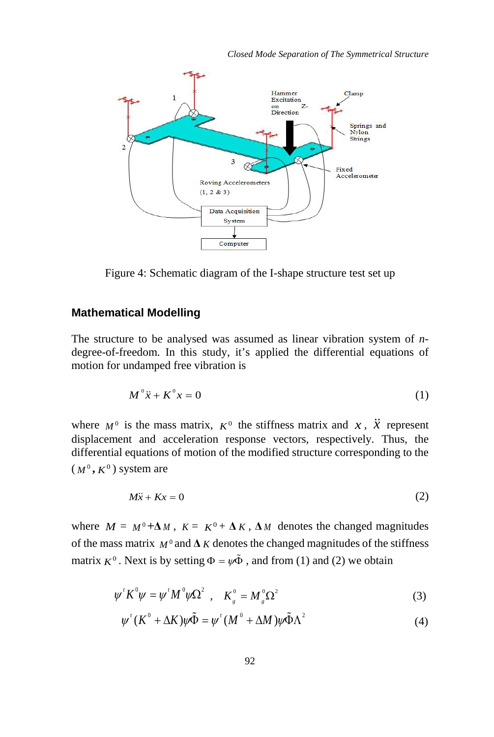Figure 4: Schematic diagram of the I-shape structure test set up

## Mathematical Modelling

The structure to be analysed was assumed as linear vibration system of *n*-degree-of-freedom. In this study, it's applied the differential equations of motion for undamped free vibration is

$$M^0\ddot{x} + K^0 x = 0 \tag{1}$$

where $M^0$ is the mass matrix, $K^0$ the stiffness matrix and $x$, $\ddot{x}$ represent displacement and acceleration response vectors, respectively. Thus, the differential equations of motion of the modified structure corresponding to the ($M^0$, $K^0$) system are

$$M\ddot{x} + Kx = 0 \tag{2}$$

where $M = M^0 + \Delta M$, $K = K^0 + \Delta K$, $\Delta M$ denotes the changed magnitudes of the mass matrix $M^0$ and $\Delta K$ denotes the changed magnitudes of the stiffness matrix $K^0$. Next is by setting $\Phi = \psi\tilde{\Phi}$, and from (1) and (2) we obtain

$$\psi^t K^0 \psi = \psi^t M^0 \psi \Omega^2 \ , \quad K_g^0 = M_g^0 \Omega^2 \tag{3}$$

$$\psi^t (K^0 + \Delta K)\psi\tilde{\Phi} = \psi^t (M^0 + \Delta M)\psi\tilde{\Phi}\Lambda^2 \tag{4}$$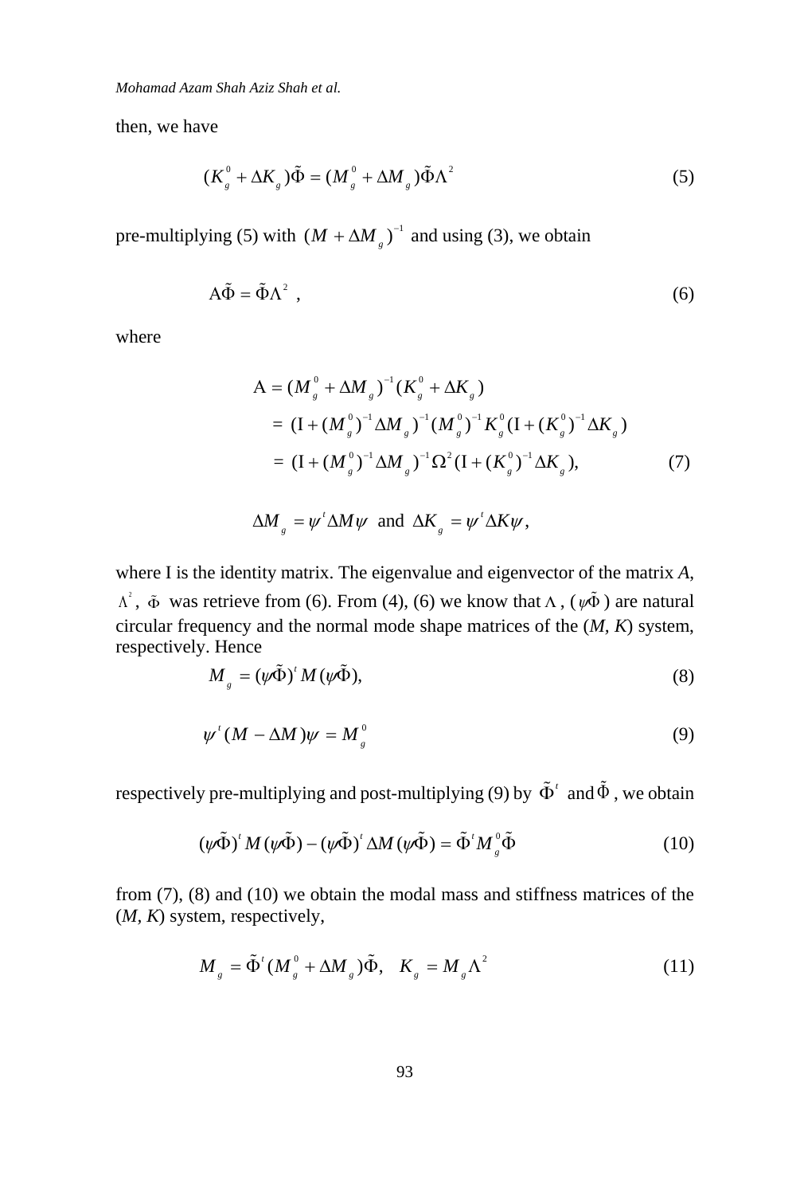then, we have

$$(K_g^0 + \Delta K_g)\tilde{\Phi} = (M_g^0 + \Delta M_g)\tilde{\Phi}\Lambda^2 \tag{5}$$

pre-multiplying (5) with $(M + \Delta M_g)^{-1}$ and using (3), we obtain

$$\mathrm{A}\tilde{\Phi} = \tilde{\Phi}\Lambda^2 \ , \tag{6}$$

where

$$\begin{aligned}
\mathrm{A} &= (M_g^0 + \Delta M_g)^{-1}(K_g^0 + \Delta K_g) \\
&= (\mathrm{I} + (M_g^0)^{-1}\Delta M_g)^{-1}(M_g^0)^{-1}K_g^0(\mathrm{I} + (K_g^0)^{-1}\Delta K_g) \\
&= (\mathrm{I} + (M_g^0)^{-1}\Delta M_g)^{-1}\Omega^2(\mathrm{I} + (K_g^0)^{-1}\Delta K_g),
\end{aligned} \tag{7}$$

$$\Delta M_g = \psi^t \Delta M \psi \ \text{ and } \ \Delta K_g = \psi^t \Delta K \psi,$$

where I is the identity matrix. The eigenvalue and eigenvector of the matrix *A*, $\Lambda^2$, $\tilde{\Phi}$ was retrieve from (6). From (4), (6) we know that $\Lambda$, $(\psi\tilde{\Phi})$ are natural circular frequency and the normal mode shape matrices of the (*M*, *K*) system, respectively. Hence

$$M_g = (\psi\tilde{\Phi})^t M(\psi\tilde{\Phi}), \tag{8}$$

$$\psi^t(M - \Delta M)\psi = M_g^0 \tag{9}$$

respectively pre-multiplying and post-multiplying (9) by $\tilde{\Phi}^t$ and $\tilde{\Phi}$, we obtain

$$(\psi\tilde{\Phi})^t M(\psi\tilde{\Phi}) - (\psi\tilde{\Phi})^t \Delta M(\psi\tilde{\Phi}) = \tilde{\Phi}^t M_g^0 \tilde{\Phi} \tag{10}$$

from (7), (8) and (10) we obtain the modal mass and stiffness matrices of the (*M*, *K*) system, respectively,

$$M_g = \tilde{\Phi}^t(M_g^0 + \Delta M_g)\tilde{\Phi}, \quad K_g = M_g\Lambda^2 \tag{11}$$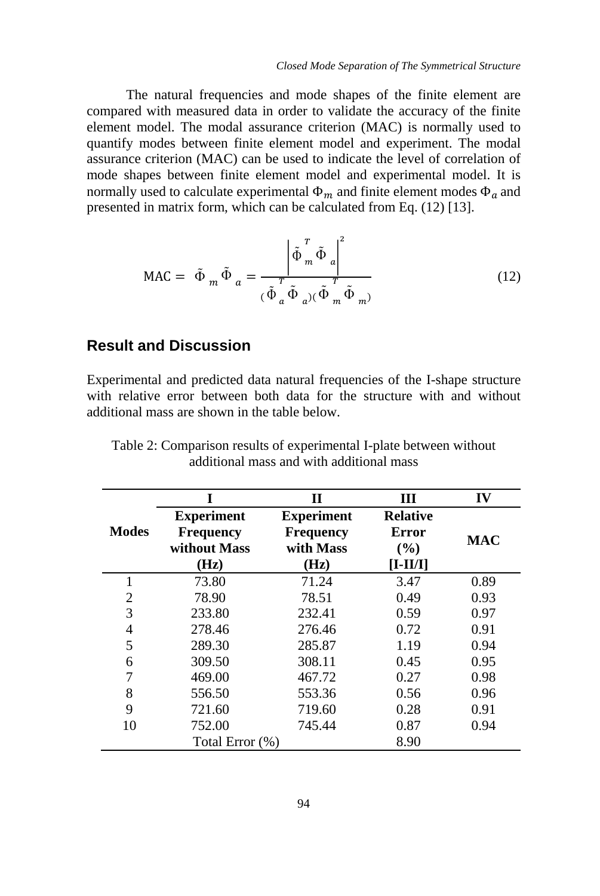The natural frequencies and mode shapes of the finite element are compared with measured data in order to validate the accuracy of the finite element model. The modal assurance criterion (MAC) is normally used to quantify modes between finite element model and experiment. The modal assurance criterion (MAC) can be used to indicate the level of correlation of mode shapes between finite element model and experimental model. It is normally used to calculate experimental $\Phi_m$ and finite element modes $\Phi_a$ and presented in matrix form, which can be calculated from Eq. (12) [13].

$$\text{MAC} = \tilde{\Phi}_m \tilde{\Phi}_a = \frac{\left| \tilde{\Phi}_m^T \tilde{\Phi}_a \right|^2}{(\tilde{\Phi}_a^T \tilde{\Phi}_a)(\tilde{\Phi}_m^T \tilde{\Phi}_m)} \tag{12}$$

## Result and Discussion

Experimental and predicted data natural frequencies of the I-shape structure with relative error between both data for the structure with and without additional mass are shown in the table below.

Table 2: Comparison results of experimental I-plate between without additional mass and with additional mass

| | I | II | III | IV |
|---|---|---|---|---|
| **Modes** | **Experiment Frequency without Mass (Hz)** | **Experiment Frequency with Mass (Hz)** | **Relative Error (%) [I-II/I]** | **MAC** |
| 1 | 73.80 | 71.24 | 3.47 | 0.89 |
| 2 | 78.90 | 78.51 | 0.49 | 0.93 |
| 3 | 233.80 | 232.41 | 0.59 | 0.97 |
| 4 | 278.46 | 276.46 | 0.72 | 0.91 |
| 5 | 289.30 | 285.87 | 1.19 | 0.94 |
| 6 | 309.50 | 308.11 | 0.45 | 0.95 |
| 7 | 469.00 | 467.72 | 0.27 | 0.98 |
| 8 | 556.50 | 553.36 | 0.56 | 0.96 |
| 9 | 721.60 | 719.60 | 0.28 | 0.91 |
| 10 | 752.00 | 745.44 | 0.87 | 0.94 |
| | Total Error (%) | | 8.90 | |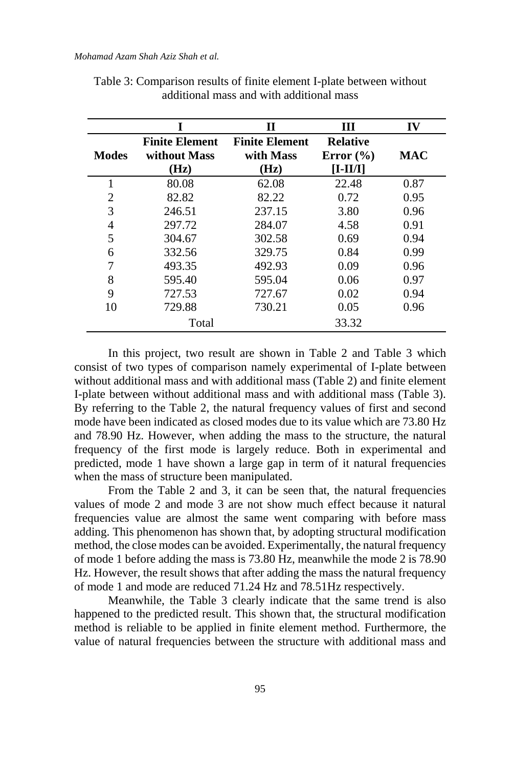Table 3: Comparison results of finite element I-plate between without additional mass and with additional mass

| | I | II | III | IV |
|---|---|---|---|---|
| **Modes** | **Finite Element without Mass (Hz)** | **Finite Element with Mass (Hz)** | **Relative Error (%) [I-II/I]** | **MAC** |
| 1 | 80.08 | 62.08 | 22.48 | 0.87 |
| 2 | 82.82 | 82.22 | 0.72 | 0.95 |
| 3 | 246.51 | 237.15 | 3.80 | 0.96 |
| 4 | 297.72 | 284.07 | 4.58 | 0.91 |
| 5 | 304.67 | 302.58 | 0.69 | 0.94 |
| 6 | 332.56 | 329.75 | 0.84 | 0.99 |
| 7 | 493.35 | 492.93 | 0.09 | 0.96 |
| 8 | 595.40 | 595.04 | 0.06 | 0.97 |
| 9 | 727.53 | 727.67 | 0.02 | 0.94 |
| 10 | 729.88 | 730.21 | 0.05 | 0.96 |
| | Total | | 33.32 | |

In this project, two result are shown in Table 2 and Table 3 which consist of two types of comparison namely experimental of I-plate between without additional mass and with additional mass (Table 2) and finite element I-plate between without additional mass and with additional mass (Table 3). By referring to the Table 2, the natural frequency values of first and second mode have been indicated as closed modes due to its value which are 73.80 Hz and 78.90 Hz. However, when adding the mass to the structure, the natural frequency of the first mode is largely reduce. Both in experimental and predicted, mode 1 have shown a large gap in term of it natural frequencies when the mass of structure been manipulated.

From the Table 2 and 3, it can be seen that, the natural frequencies values of mode 2 and mode 3 are not show much effect because it natural frequencies value are almost the same went comparing with before mass adding. This phenomenon has shown that, by adopting structural modification method, the close modes can be avoided. Experimentally, the natural frequency of mode 1 before adding the mass is 73.80 Hz, meanwhile the mode 2 is 78.90 Hz. However, the result shows that after adding the mass the natural frequency of mode 1 and mode are reduced 71.24 Hz and 78.51Hz respectively.

Meanwhile, the Table 3 clearly indicate that the same trend is also happened to the predicted result. This shown that, the structural modification method is reliable to be applied in finite element method. Furthermore, the value of natural frequencies between the structure with additional mass and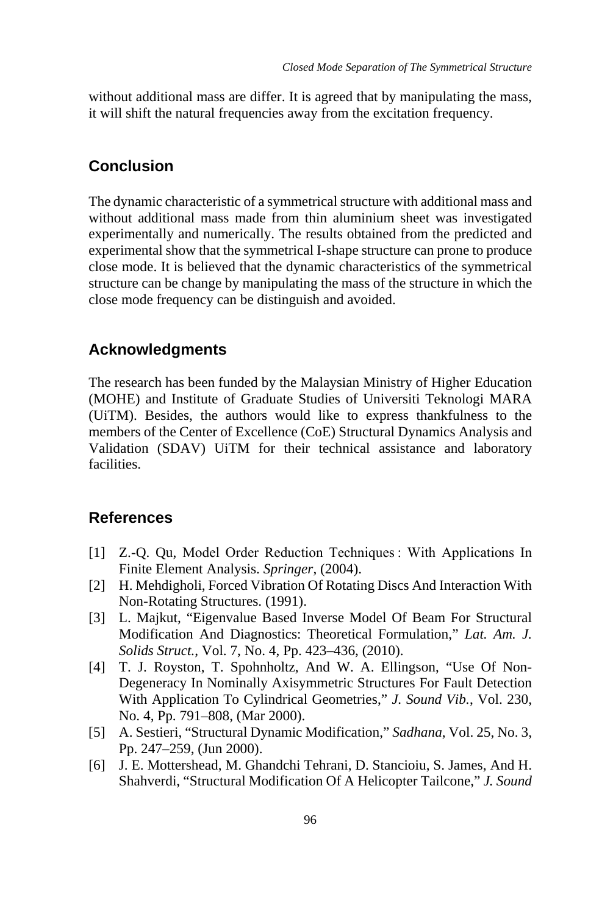without additional mass are differ. It is agreed that by manipulating the mass, it will shift the natural frequencies away from the excitation frequency.

## Conclusion

The dynamic characteristic of a symmetrical structure with additional mass and without additional mass made from thin aluminium sheet was investigated experimentally and numerically. The results obtained from the predicted and experimental show that the symmetrical I-shape structure can prone to produce close mode. It is believed that the dynamic characteristics of the symmetrical structure can be change by manipulating the mass of the structure in which the close mode frequency can be distinguish and avoided.

## Acknowledgments

The research has been funded by the Malaysian Ministry of Higher Education (MOHE) and Institute of Graduate Studies of Universiti Teknologi MARA (UiTM). Besides, the authors would like to express thankfulness to the members of the Center of Excellence (CoE) Structural Dynamics Analysis and Validation (SDAV) UiTM for their technical assistance and laboratory facilities.

## References

[1] Z.-Q. Qu, Model Order Reduction Techniques : With Applications In Finite Element Analysis. *Springer*, (2004).

[2] H. Mehdigholi, Forced Vibration Of Rotating Discs And Interaction With Non-Rotating Structures. (1991).

[3] L. Majkut, "Eigenvalue Based Inverse Model Of Beam For Structural Modification And Diagnostics: Theoretical Formulation," *Lat. Am. J. Solids Struct.*, Vol. 7, No. 4, Pp. 423–436, (2010).

[4] T. J. Royston, T. Spohnholtz, And W. A. Ellingson, "Use Of Non-Degeneracy In Nominally Axisymmetric Structures For Fault Detection With Application To Cylindrical Geometries," *J. Sound Vib.*, Vol. 230, No. 4, Pp. 791–808, (Mar 2000).

[5] A. Sestieri, "Structural Dynamic Modification," *Sadhana*, Vol. 25, No. 3, Pp. 247–259, (Jun 2000).

[6] J. E. Mottershead, M. Ghandchi Tehrani, D. Stancioiu, S. James, And H. Shahverdi, "Structural Modification Of A Helicopter Tailcone," *J. Sound*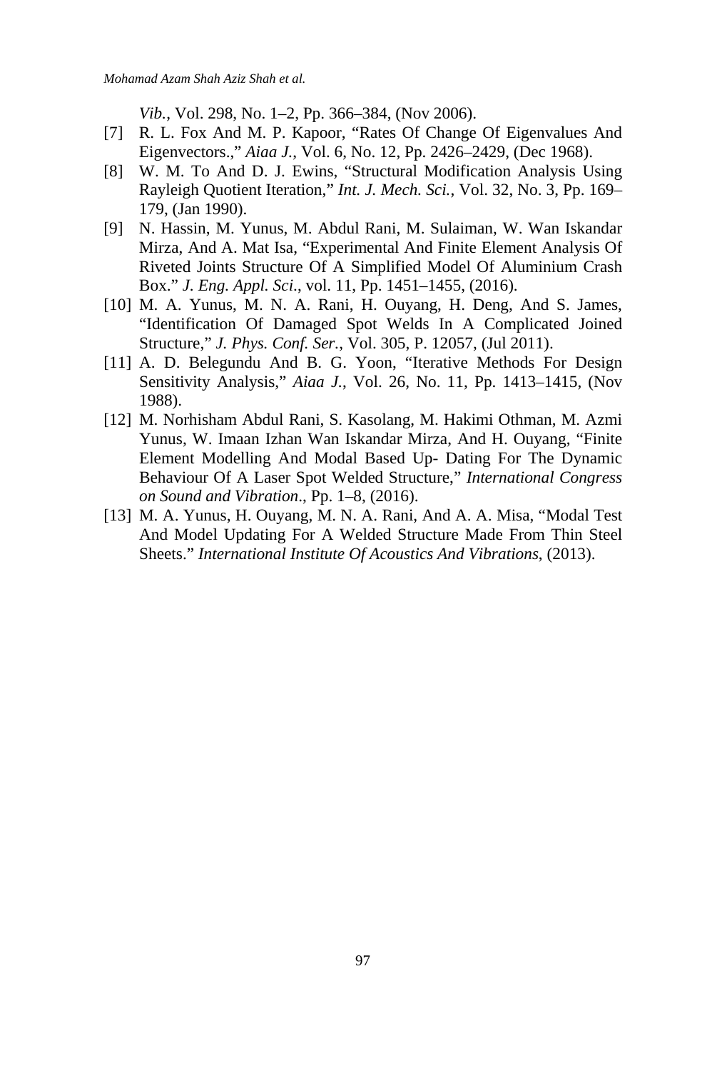*Vib.*, Vol. 298, No. 1–2, Pp. 366–384, (Nov 2006).

[7] R. L. Fox And M. P. Kapoor, "Rates Of Change Of Eigenvalues And Eigenvectors.," *Aiaa J.*, Vol. 6, No. 12, Pp. 2426–2429, (Dec 1968).

[8] W. M. To And D. J. Ewins, "Structural Modification Analysis Using Rayleigh Quotient Iteration," *Int. J. Mech. Sci.*, Vol. 32, No. 3, Pp. 169–179, (Jan 1990).

[9] N. Hassin, M. Yunus, M. Abdul Rani, M. Sulaiman, W. Wan Iskandar Mirza, And A. Mat Isa, "Experimental And Finite Element Analysis Of Riveted Joints Structure Of A Simplified Model Of Aluminium Crash Box." *J. Eng. Appl. Sci.*, vol. 11, Pp. 1451–1455, (2016).

[10] M. A. Yunus, M. N. A. Rani, H. Ouyang, H. Deng, And S. James, "Identification Of Damaged Spot Welds In A Complicated Joined Structure," *J. Phys. Conf. Ser.*, Vol. 305, P. 12057, (Jul 2011).

[11] A. D. Belegundu And B. G. Yoon, "Iterative Methods For Design Sensitivity Analysis," *Aiaa J.*, Vol. 26, No. 11, Pp. 1413–1415, (Nov 1988).

[12] M. Norhisham Abdul Rani, S. Kasolang, M. Hakimi Othman, M. Azmi Yunus, W. Imaan Izhan Wan Iskandar Mirza, And H. Ouyang, "Finite Element Modelling And Modal Based Up- Dating For The Dynamic Behaviour Of A Laser Spot Welded Structure," *International Congress on Sound and Vibration*., Pp. 1–8, (2016).

[13] M. A. Yunus, H. Ouyang, M. N. A. Rani, And A. A. Misa, "Modal Test And Model Updating For A Welded Structure Made From Thin Steel Sheets." *International Institute Of Acoustics And Vibrations*, (2013).